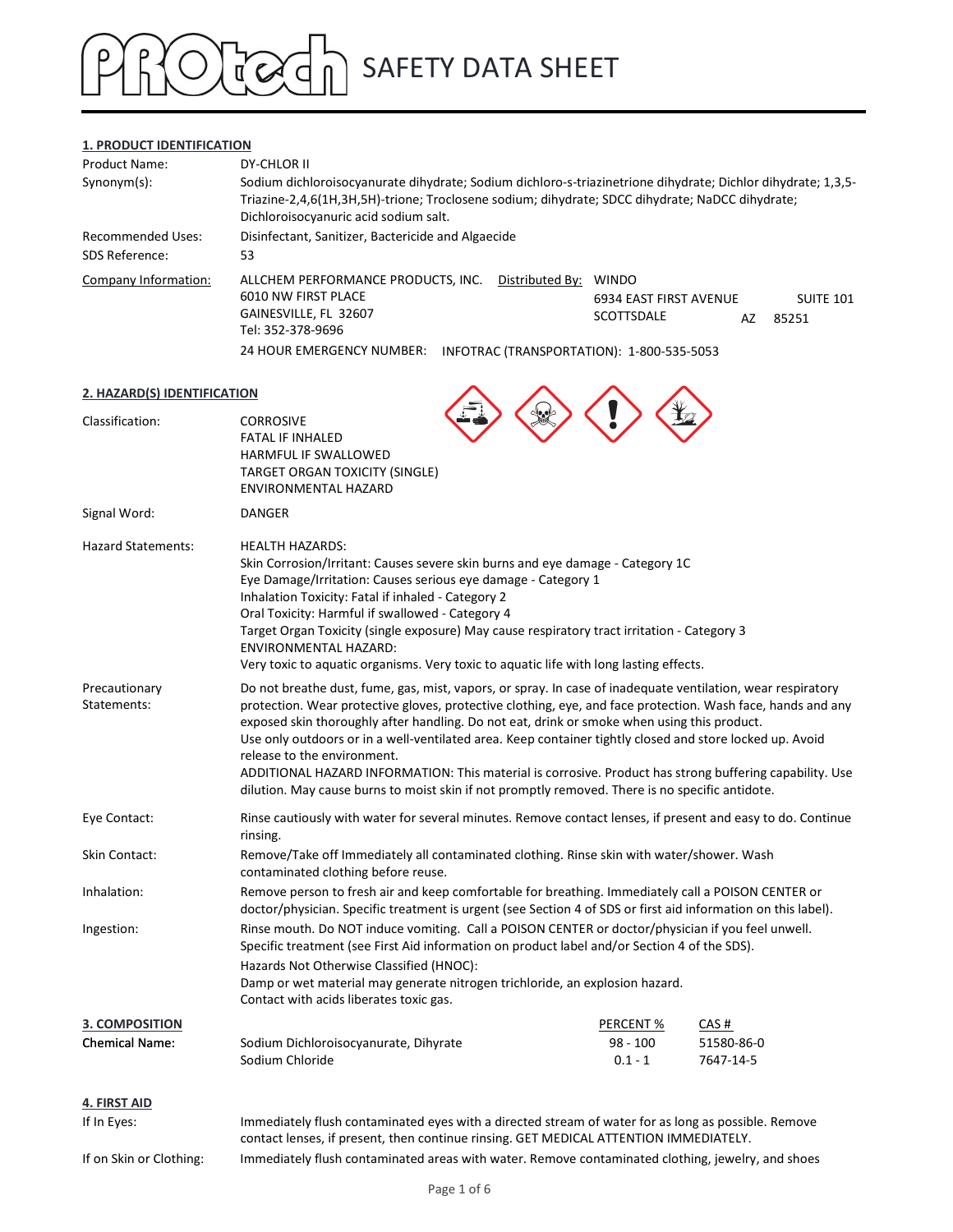# PROtech SAFETY DATA SHEET

## 1. PRODUCT IDENTIFICATION

| | |
|---|---|
| Product Name: | DY-CHLOR II |
| Synonym(s): | Sodium dichloroisocyanurate dihydrate; Sodium dichloro-s-triazinetrione dihydrate; Dichlor dihydrate; 1,3,5-Triazine-2,4,6(1H,3H,5H)-trione; Troclosene sodium; dihydrate; SDCC dihydrate; NaDCC dihydrate; Dichloroisocyanuric acid sodium salt. |
| Recommended Uses: | Disinfectant, Sanitizer, Bactericide and Algaecide |
| SDS Reference: | 53 |

**Company Information:**
ALLCHEM PERFORMANCE PRODUCTS, INC.
6010 NW FIRST PLACE
GAINESVILLE, FL 32607
Tel: 352-378-9696

**Distributed By:** WINDO
6934 EAST FIRST AVENUE SUITE 101
SCOTTSDALE AZ 85251

24 HOUR EMERGENCY NUMBER: INFOTRAC (TRANSPORTATION): 1-800-535-5053

## 2. HAZARD(S) IDENTIFICATION

**Classification:**
CORROSIVE
FATAL IF INHALED
HARMFUL IF SWALLOWED
TARGET ORGAN TOXICITY (SINGLE)
ENVIRONMENTAL HAZARD

**Signal Word:** DANGER

**Hazard Statements:**
HEALTH HAZARDS:
Skin Corrosion/Irritant: Causes severe skin burns and eye damage - Category 1C
Eye Damage/Irritation: Causes serious eye damage - Category 1
Inhalation Toxicity: Fatal if inhaled - Category 2
Oral Toxicity: Harmful if swallowed - Category 4
Target Organ Toxicity (single exposure) May cause respiratory tract irritation - Category 3
ENVIRONMENTAL HAZARD:
Very toxic to aquatic organisms. Very toxic to aquatic life with long lasting effects.

**Precautionary Statements:**
Do not breathe dust, fume, gas, mist, vapors, or spray. In case of inadequate ventilation, wear respiratory protection. Wear protective gloves, protective clothing, eye, and face protection. Wash face, hands and any exposed skin thoroughly after handling. Do not eat, drink or smoke when using this product.
Use only outdoors or in a well-ventilated area. Keep container tightly closed and store locked up. Avoid release to the environment.
ADDITIONAL HAZARD INFORMATION: This material is corrosive. Product has strong buffering capability. Use dilution. May cause burns to moist skin if not promptly removed. There is no specific antidote.

**Eye Contact:** Rinse cautiously with water for several minutes. Remove contact lenses, if present and easy to do. Continue rinsing.

**Skin Contact:** Remove/Take off Immediately all contaminated clothing. Rinse skin with water/shower. Wash contaminated clothing before reuse.

**Inhalation:** Remove person to fresh air and keep comfortable for breathing. Immediately call a POISON CENTER or doctor/physician. Specific treatment is urgent (see Section 4 of SDS or first aid information on this label).

**Ingestion:** Rinse mouth. Do NOT induce vomiting. Call a POISON CENTER or doctor/physician if you feel unwell. Specific treatment (see First Aid information on product label and/or Section 4 of the SDS).
Hazards Not Otherwise Classified (HNOC):
Damp or wet material may generate nitrogen trichloride, an explosion hazard.
Contact with acids liberates toxic gas.

## 3. COMPOSITION

| Chemical Name: | | PERCENT % | CAS # |
|---|---|---|---|
| | Sodium Dichloroisocyanurate, Dihyrate | 98 - 100 | 51580-86-0 |
| | Sodium Chloride | 0.1 - 1 | 7647-14-5 |

## 4. FIRST AID

**If In Eyes:** Immediately flush contaminated eyes with a directed stream of water for as long as possible. Remove contact lenses, if present, then continue rinsing. GET MEDICAL ATTENTION IMMEDIATELY.

**If on Skin or Clothing:** Immediately flush contaminated areas with water. Remove contaminated clothing, jewelry, and shoes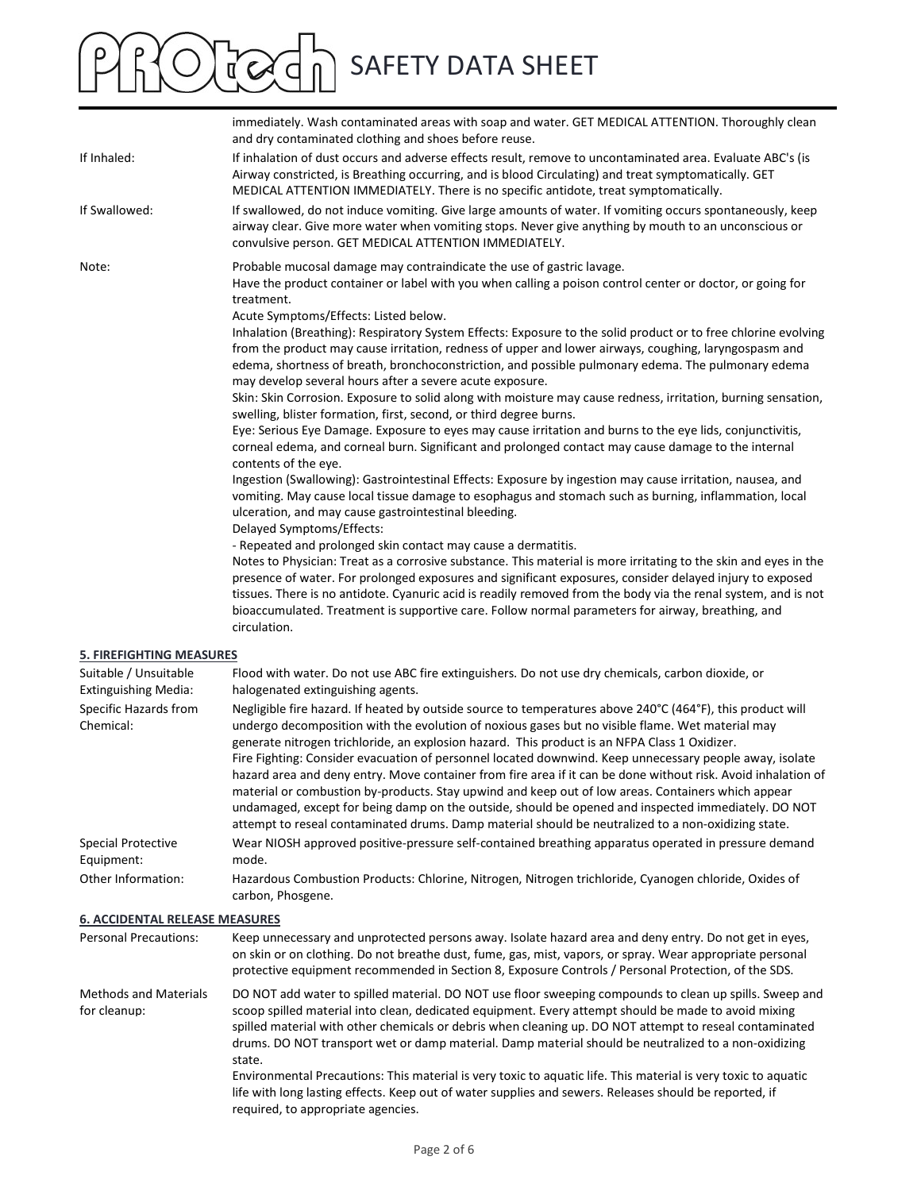| | |
|---|---|
| | immediately. Wash contaminated areas with soap and water. GET MEDICAL ATTENTION. Thoroughly clean and dry contaminated clothing and shoes before reuse. |
| If Inhaled: | If inhalation of dust occurs and adverse effects result, remove to uncontaminated area. Evaluate ABC's (is Airway constricted, is Breathing occurring, and is blood Circulating) and treat symptomatically. GET MEDICAL ATTENTION IMMEDIATELY. There is no specific antidote, treat symptomatically. |
| If Swallowed: | If swallowed, do not induce vomiting. Give large amounts of water. If vomiting occurs spontaneously, keep airway clear. Give more water when vomiting stops. Never give anything by mouth to an unconscious or convulsive person. GET MEDICAL ATTENTION IMMEDIATELY. |
| Note: | Probable mucosal damage may contraindicate the use of gastric lavage.<br>Have the product container or label with you when calling a poison control center or doctor, or going for treatment.<br>Acute Symptoms/Effects: Listed below.<br>Inhalation (Breathing): Respiratory System Effects: Exposure to the solid product or to free chlorine evolving from the product may cause irritation, redness of upper and lower airways, coughing, laryngospasm and edema, shortness of breath, bronchoconstriction, and possible pulmonary edema. The pulmonary edema may develop several hours after a severe acute exposure.<br>Skin: Skin Corrosion. Exposure to solid along with moisture may cause redness, irritation, burning sensation, swelling, blister formation, first, second, or third degree burns.<br>Eye: Serious Eye Damage. Exposure to eyes may cause irritation and burns to the eye lids, conjunctivitis, corneal edema, and corneal burn. Significant and prolonged contact may cause damage to the internal contents of the eye.<br>Ingestion (Swallowing): Gastrointestinal Effects: Exposure by ingestion may cause irritation, nausea, and vomiting. May cause local tissue damage to esophagus and stomach such as burning, inflammation, local ulceration, and may cause gastrointestinal bleeding.<br>Delayed Symptoms/Effects:<br>- Repeated and prolonged skin contact may cause a dermatitis.<br>Notes to Physician: Treat as a corrosive substance. This material is more irritating to the skin and eyes in the presence of water. For prolonged exposures and significant exposures, consider delayed injury to exposed tissues. There is no antidote. Cyanuric acid is readily removed from the body via the renal system, and is not bioaccumulated. Treatment is supportive care. Follow normal parameters for airway, breathing, and circulation. |

## 5. FIREFIGHTING MEASURES

| | |
|---|---|
| Suitable / Unsuitable Extinguishing Media: | Flood with water. Do not use ABC fire extinguishers. Do not use dry chemicals, carbon dioxide, or halogenated extinguishing agents. |
| Specific Hazards from Chemical: | Negligible fire hazard. If heated by outside source to temperatures above 240°C (464°F), this product will undergo decomposition with the evolution of noxious gases but no visible flame. Wet material may generate nitrogen trichloride, an explosion hazard. This product is an NFPA Class 1 Oxidizer.<br>Fire Fighting: Consider evacuation of personnel located downwind. Keep unnecessary people away, isolate hazard area and deny entry. Move container from fire area if it can be done without risk. Avoid inhalation of material or combustion by-products. Stay upwind and keep out of low areas. Containers which appear undamaged, except for being damp on the outside, should be opened and inspected immediately. DO NOT attempt to reseal contaminated drums. Damp material should be neutralized to a non-oxidizing state. |
| Special Protective Equipment: | Wear NIOSH approved positive-pressure self-contained breathing apparatus operated in pressure demand mode. |
| Other Information: | Hazardous Combustion Products: Chlorine, Nitrogen, Nitrogen trichloride, Cyanogen chloride, Oxides of carbon, Phosgene. |

## 6. ACCIDENTAL RELEASE MEASURES

| | |
|---|---|
| Personal Precautions: | Keep unnecessary and unprotected persons away. Isolate hazard area and deny entry. Do not get in eyes, on skin or on clothing. Do not breathe dust, fume, gas, mist, vapors, or spray. Wear appropriate personal protective equipment recommended in Section 8, Exposure Controls / Personal Protection, of the SDS. |
| Methods and Materials for cleanup: | DO NOT add water to spilled material. DO NOT use floor sweeping compounds to clean up spills. Sweep and scoop spilled material into clean, dedicated equipment. Every attempt should be made to avoid mixing spilled material with other chemicals or debris when cleaning up. DO NOT attempt to reseal contaminated drums. DO NOT transport wet or damp material. Damp material should be neutralized to a non-oxidizing state.<br>Environmental Precautions: This material is very toxic to aquatic life. This material is very toxic to aquatic life with long lasting effects. Keep out of water supplies and sewers. Releases should be reported, if required, to appropriate agencies. |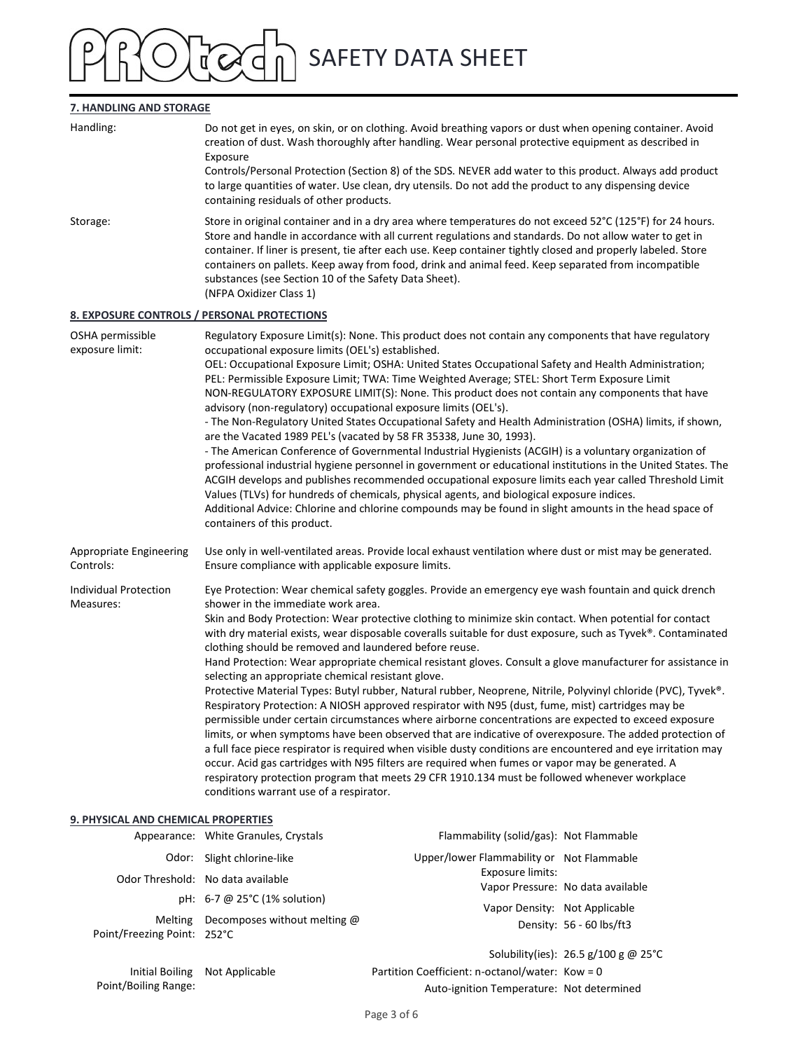## 7. HANDLING AND STORAGE

| | |
|---|---|
| Handling: | Do not get in eyes, on skin, or on clothing. Avoid breathing vapors or dust when opening container. Avoid creation of dust. Wash thoroughly after handling. Wear personal protective equipment as described in Exposure Controls/Personal Protection (Section 8) of the SDS. NEVER add water to this product. Always add product to large quantities of water. Use clean, dry utensils. Do not add the product to any dispensing device containing residuals of other products. |
| Storage: | Store in original container and in a dry area where temperatures do not exceed 52°C (125°F) for 24 hours. Store and handle in accordance with all current regulations and standards. Do not allow water to get in container. If liner is present, tie after each use. Keep container tightly closed and properly labeled. Store containers on pallets. Keep away from food, drink and animal feed. Keep separated from incompatible substances (see Section 10 of the Safety Data Sheet). (NFPA Oxidizer Class 1) |

## 8. EXPOSURE CONTROLS / PERSONAL PROTECTIONS

| | |
|---|---|
| OSHA permissible exposure limit: | Regulatory Exposure Limit(s): None. This product does not contain any components that have regulatory occupational exposure limits (OEL's) established.<br>OEL: Occupational Exposure Limit; OSHA: United States Occupational Safety and Health Administration; PEL: Permissible Exposure Limit; TWA: Time Weighted Average; STEL: Short Term Exposure Limit<br>NON-REGULATORY EXPOSURE LIMIT(S): None. This product does not contain any components that have advisory (non-regulatory) occupational exposure limits (OEL's).<br>- The Non-Regulatory United States Occupational Safety and Health Administration (OSHA) limits, if shown, are the Vacated 1989 PEL's (vacated by 58 FR 35338, June 30, 1993).<br>- The American Conference of Governmental Industrial Hygienists (ACGIH) is a voluntary organization of professional industrial hygiene personnel in government or educational institutions in the United States. The ACGIH develops and publishes recommended occupational exposure limits each year called Threshold Limit Values (TLVs) for hundreds of chemicals, physical agents, and biological exposure indices.<br>Additional Advice: Chlorine and chlorine compounds may be found in slight amounts in the head space of containers of this product. |
| Appropriate Engineering Controls: | Use only in well-ventilated areas. Provide local exhaust ventilation where dust or mist may be generated. Ensure compliance with applicable exposure limits. |
| Individual Protection Measures: | Eye Protection: Wear chemical safety goggles. Provide an emergency eye wash fountain and quick drench shower in the immediate work area.<br>Skin and Body Protection: Wear protective clothing to minimize skin contact. When potential for contact with dry material exists, wear disposable coveralls suitable for dust exposure, such as Tyvek®. Contaminated clothing should be removed and laundered before reuse.<br>Hand Protection: Wear appropriate chemical resistant gloves. Consult a glove manufacturer for assistance in selecting an appropriate chemical resistant glove.<br>Protective Material Types: Butyl rubber, Natural rubber, Neoprene, Nitrile, Polyvinyl chloride (PVC), Tyvek®.<br>Respiratory Protection: A NIOSH approved respirator with N95 (dust, fume, mist) cartridges may be permissible under certain circumstances where airborne concentrations are expected to exceed exposure limits, or when symptoms have been observed that are indicative of overexposure. The added protection of a full face piece respirator is required when visible dusty conditions are encountered and eye irritation may occur. Acid gas cartridges with N95 filters are required when fumes or vapor may be generated. A respiratory protection program that meets 29 CFR 1910.134 must be followed whenever workplace conditions warrant use of a respirator. |

## 9. PHYSICAL AND CHEMICAL PROPERTIES

| Property | Value |
|---|---|
| Appearance: | White Granules, Crystals |
| Odor: | Slight chlorine-like |
| Odor Threshold: | No data available |
| pH: | 6-7 @ 25°C (1% solution) |
| Melting Point/Freezing Point: | Decomposes without melting @ 252°C |
| Initial Boiling Point/Boiling Range: | Not Applicable |
| Flammability (solid/gas): | Not Flammable |
| Upper/lower Flammability or Exposure limits: | Not Flammable |
| Vapor Pressure: | No data available |
| Vapor Density: | Not Applicable |
| Density: | 56 - 60 lbs/ft3 |
| Solubility(ies): | 26.5 g/100 g @ 25°C |
| Partition Coefficient: n-octanol/water: | Kow = 0 |
| Auto-ignition Temperature: | Not determined |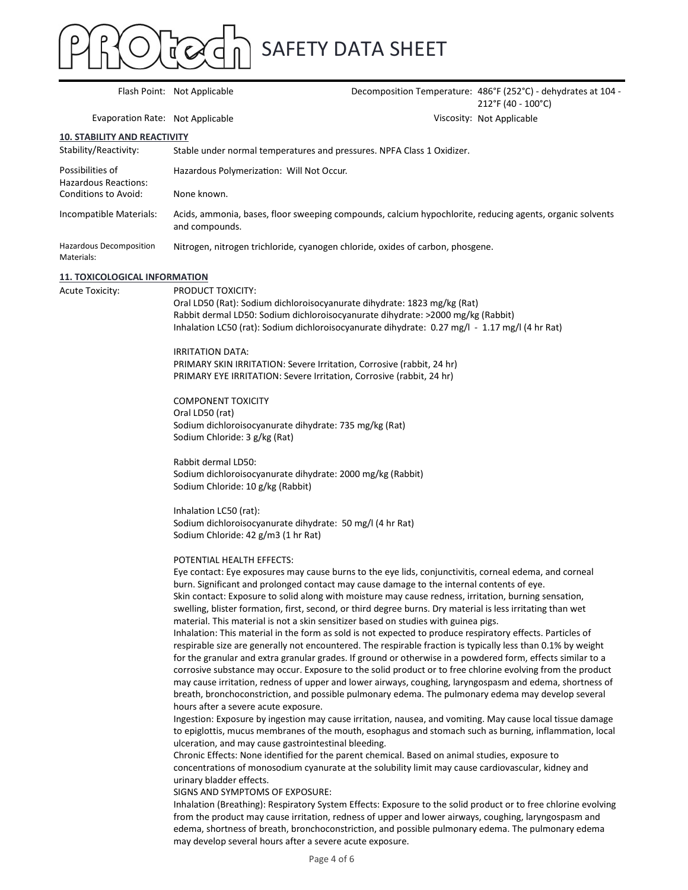| | | | |
|---|---|---|---|
| Flash Point: | Not Applicable | Decomposition Temperature: | 486°F (252°C) - dehydrates at 104 - 212°F (40 - 100°C) |
| Evaporation Rate: | Not Applicable | Viscosity: | Not Applicable |

## 10. STABILITY AND REACTIVITY

| | |
|---|---|
| Stability/Reactivity: | Stable under normal temperatures and pressures. NPFA Class 1 Oxidizer. |
| Possibilities of Hazardous Reactions: | Hazardous Polymerization: Will Not Occur. |
| Conditions to Avoid: | None known. |
| Incompatible Materials: | Acids, ammonia, bases, floor sweeping compounds, calcium hypochlorite, reducing agents, organic solvents and compounds. |
| Hazardous Decomposition Materials: | Nitrogen, nitrogen trichloride, cyanogen chloride, oxides of carbon, phosgene. |

## 11. TOXICOLOGICAL INFORMATION

Acute Toxicity:

PRODUCT TOXICITY:
Oral LD50 (Rat): Sodium dichloroisocyanurate dihydrate: 1823 mg/kg (Rat)
Rabbit dermal LD50: Sodium dichloroisocyanurate dihydrate: >2000 mg/kg (Rabbit)
Inhalation LC50 (rat): Sodium dichloroisocyanurate dihydrate: 0.27 mg/l - 1.17 mg/l (4 hr Rat)

IRRITATION DATA:
PRIMARY SKIN IRRITATION: Severe Irritation, Corrosive (rabbit, 24 hr)
PRIMARY EYE IRRITATION: Severe Irritation, Corrosive (rabbit, 24 hr)

COMPONENT TOXICITY
Oral LD50 (rat)
Sodium dichloroisocyanurate dihydrate: 735 mg/kg (Rat)
Sodium Chloride: 3 g/kg (Rat)

Rabbit dermal LD50:
Sodium dichloroisocyanurate dihydrate: 2000 mg/kg (Rabbit)
Sodium Chloride: 10 g/kg (Rabbit)

Inhalation LC50 (rat):
Sodium dichloroisocyanurate dihydrate: 50 mg/l (4 hr Rat)
Sodium Chloride: 42 g/m3 (1 hr Rat)

POTENTIAL HEALTH EFFECTS:
Eye contact: Eye exposures may cause burns to the eye lids, conjunctivitis, corneal edema, and corneal burn. Significant and prolonged contact may cause damage to the internal contents of eye.
Skin contact: Exposure to solid along with moisture may cause redness, irritation, burning sensation, swelling, blister formation, first, second, or third degree burns. Dry material is less irritating than wet material. This material is not a skin sensitizer based on studies with guinea pigs.
Inhalation: This material in the form as sold is not expected to produce respiratory effects. Particles of respirable size are generally not encountered. The respirable fraction is typically less than 0.1% by weight for the granular and extra granular grades. If ground or otherwise in a powdered form, effects similar to a corrosive substance may occur. Exposure to the solid product or to free chlorine evolving from the product may cause irritation, redness of upper and lower airways, coughing, laryngospasm and edema, shortness of breath, bronchoconstriction, and possible pulmonary edema. The pulmonary edema may develop several hours after a severe acute exposure.
Ingestion: Exposure by ingestion may cause irritation, nausea, and vomiting. May cause local tissue damage to epiglottis, mucus membranes of the mouth, esophagus and stomach such as burning, inflammation, local ulceration, and may cause gastrointestinal bleeding.
Chronic Effects: None identified for the parent chemical. Based on animal studies, exposure to concentrations of monosodium cyanurate at the solubility limit may cause cardiovascular, kidney and urinary bladder effects.
SIGNS AND SYMPTOMS OF EXPOSURE:
Inhalation (Breathing): Respiratory System Effects: Exposure to the solid product or to free chlorine evolving from the product may cause irritation, redness of upper and lower airways, coughing, laryngospasm and edema, shortness of breath, bronchoconstriction, and possible pulmonary edema. The pulmonary edema may develop several hours after a severe acute exposure.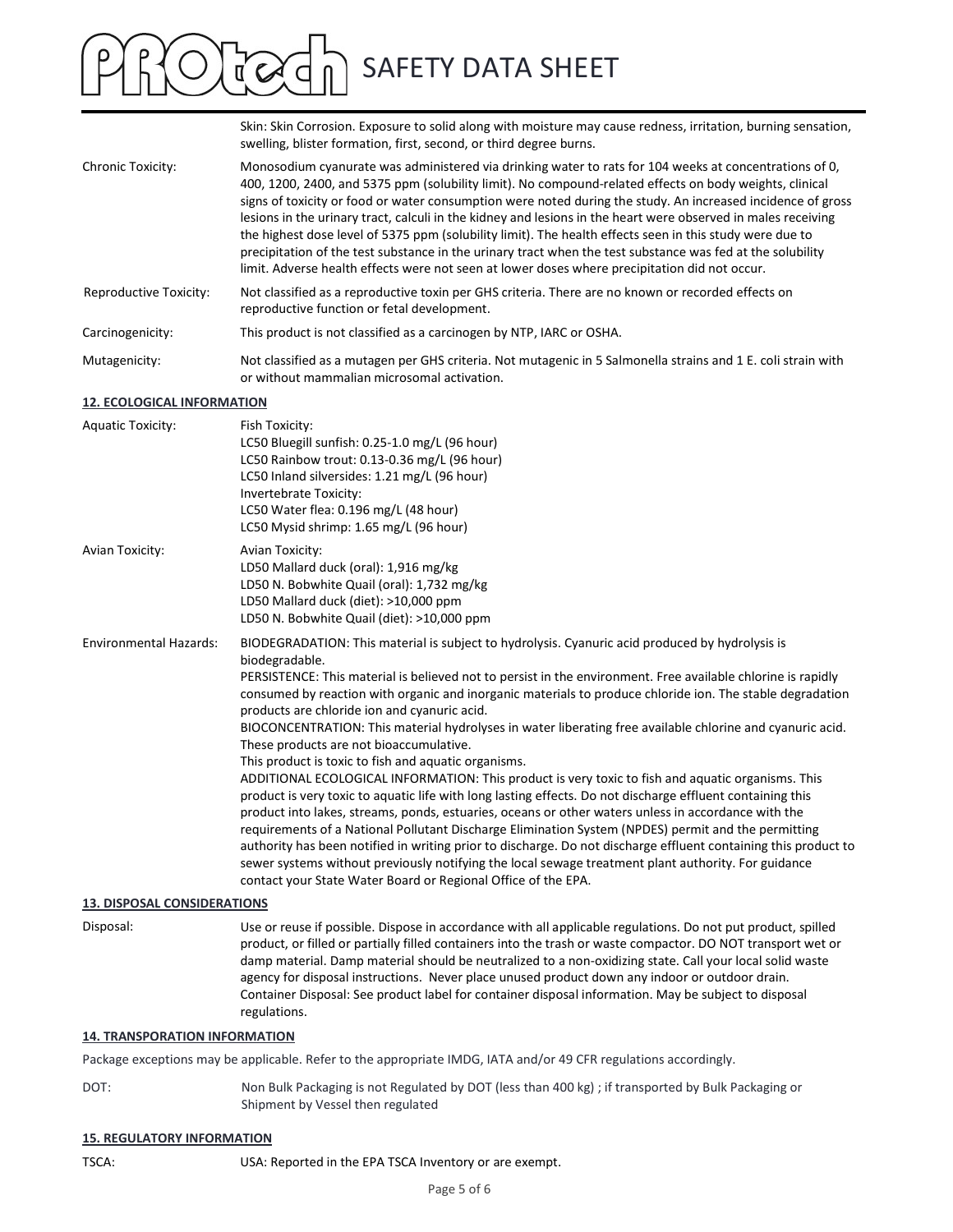| | |
|---|---|
| | Skin: Skin Corrosion. Exposure to solid along with moisture may cause redness, irritation, burning sensation, swelling, blister formation, first, second, or third degree burns. |
| Chronic Toxicity: | Monosodium cyanurate was administered via drinking water to rats for 104 weeks at concentrations of 0, 400, 1200, 2400, and 5375 ppm (solubility limit). No compound-related effects on body weights, clinical signs of toxicity or food or water consumption were noted during the study. An increased incidence of gross lesions in the urinary tract, calculi in the kidney and lesions in the heart were observed in males receiving the highest dose level of 5375 ppm (solubility limit). The health effects seen in this study were due to precipitation of the test substance in the urinary tract when the test substance was fed at the solubility limit. Adverse health effects were not seen at lower doses where precipitation did not occur. |
| Reproductive Toxicity: | Not classified as a reproductive toxin per GHS criteria. There are no known or recorded effects on reproductive function or fetal development. |
| Carcinogenicity: | This product is not classified as a carcinogen by NTP, IARC or OSHA. |
| Mutagenicity: | Not classified as a mutagen per GHS criteria. Not mutagenic in 5 Salmonella strains and 1 E. coli strain with or without mammalian microsomal activation. |

## 12. ECOLOGICAL INFORMATION

| | |
|---|---|
| Aquatic Toxicity: | Fish Toxicity:<br>LC50 Bluegill sunfish: 0.25-1.0 mg/L (96 hour)<br>LC50 Rainbow trout: 0.13-0.36 mg/L (96 hour)<br>LC50 Inland silversides: 1.21 mg/L (96 hour)<br>Invertebrate Toxicity:<br>LC50 Water flea: 0.196 mg/L (48 hour)<br>LC50 Mysid shrimp: 1.65 mg/L (96 hour) |
| Avian Toxicity: | Avian Toxicity:<br>LD50 Mallard duck (oral): 1,916 mg/kg<br>LD50 N. Bobwhite Quail (oral): 1,732 mg/kg<br>LD50 Mallard duck (diet): >10,000 ppm<br>LD50 N. Bobwhite Quail (diet): >10,000 ppm |
| Environmental Hazards: | BIODEGRADATION: This material is subject to hydrolysis. Cyanuric acid produced by hydrolysis is biodegradable.<br>PERSISTENCE: This material is believed not to persist in the environment. Free available chlorine is rapidly consumed by reaction with organic and inorganic materials to produce chloride ion. The stable degradation products are chloride ion and cyanuric acid.<br>BIOCONCENTRATION: This material hydrolyses in water liberating free available chlorine and cyanuric acid. These products are not bioaccumulative.<br>This product is toxic to fish and aquatic organisms.<br>ADDITIONAL ECOLOGICAL INFORMATION: This product is very toxic to fish and aquatic organisms. This product is very toxic to aquatic life with long lasting effects. Do not discharge effluent containing this product into lakes, streams, ponds, estuaries, oceans or other waters unless in accordance with the requirements of a National Pollutant Discharge Elimination System (NPDES) permit and the permitting authority has been notified in writing prior to discharge. Do not discharge effluent containing this product to sewer systems without previously notifying the local sewage treatment plant authority. For guidance contact your State Water Board or Regional Office of the EPA. |

## 13. DISPOSAL CONSIDERATIONS

| | |
|---|---|
| Disposal: | Use or reuse if possible. Dispose in accordance with all applicable regulations. Do not put product, spilled product, or filled or partially filled containers into the trash or waste compactor. DO NOT transport wet or damp material. Damp material should be neutralized to a non-oxidizing state. Call your local solid waste agency for disposal instructions. Never place unused product down any indoor or outdoor drain.<br>Container Disposal: See product label for container disposal information. May be subject to disposal regulations. |

## 14. TRANSPORATION INFORMATION

Package exceptions may be applicable. Refer to the appropriate IMDG, IATA and/or 49 CFR regulations accordingly.

| | |
|---|---|
| DOT: | Non Bulk Packaging is not Regulated by DOT (less than 400 kg) ; if transported by Bulk Packaging or Shipment by Vessel then regulated |

## 15. REGULATORY INFORMATION

| | |
|---|---|
| TSCA: | USA: Reported in the EPA TSCA Inventory or are exempt. |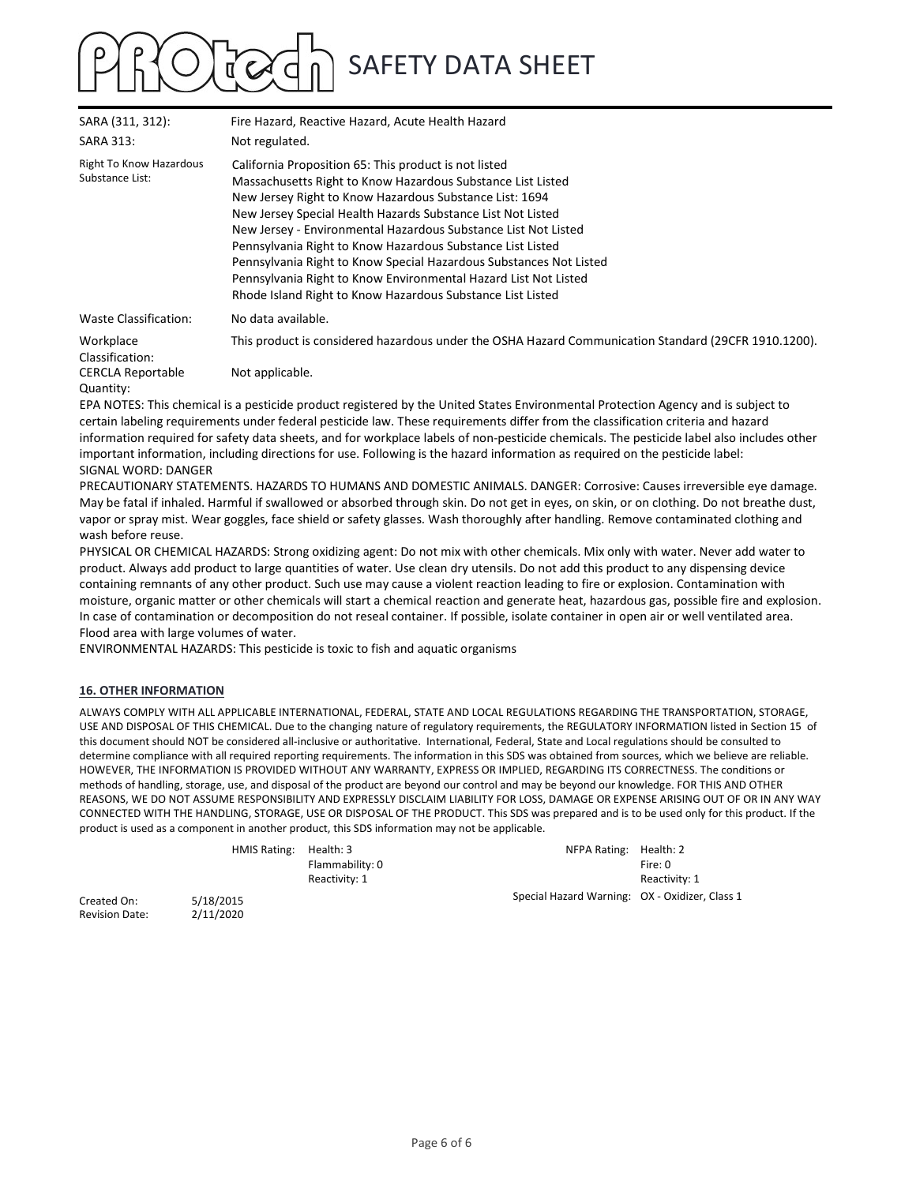| | |
|---|---|
| SARA (311, 312): | Fire Hazard, Reactive Hazard, Acute Health Hazard |
| SARA 313: | Not regulated. |
| Right To Know Hazardous Substance List: | California Proposition 65: This product is not listed<br>Massachusetts Right to Know Hazardous Substance List Listed<br>New Jersey Right to Know Hazardous Substance List: 1694<br>New Jersey Special Health Hazards Substance List Not Listed<br>New Jersey - Environmental Hazardous Substance List Not Listed<br>Pennsylvania Right to Know Hazardous Substance List Listed<br>Pennsylvania Right to Know Special Hazardous Substances Not Listed<br>Pennsylvania Right to Know Environmental Hazard List Not Listed<br>Rhode Island Right to Know Hazardous Substance List Listed |
| Waste Classification: | No data available. |
| Workplace Classification: | This product is considered hazardous under the OSHA Hazard Communication Standard (29CFR 1910.1200). |
| CERCLA Reportable Quantity: | Not applicable. |

EPA NOTES: This chemical is a pesticide product registered by the United States Environmental Protection Agency and is subject to certain labeling requirements under federal pesticide law. These requirements differ from the classification criteria and hazard information required for safety data sheets, and for workplace labels of non-pesticide chemicals. The pesticide label also includes other important information, including directions for use. Following is the hazard information as required on the pesticide label:

SIGNAL WORD: DANGER

PRECAUTIONARY STATEMENTS. HAZARDS TO HUMANS AND DOMESTIC ANIMALS. DANGER: Corrosive: Causes irreversible eye damage. May be fatal if inhaled. Harmful if swallowed or absorbed through skin. Do not get in eyes, on skin, or on clothing. Do not breathe dust, vapor or spray mist. Wear goggles, face shield or safety glasses. Wash thoroughly after handling. Remove contaminated clothing and wash before reuse.

PHYSICAL OR CHEMICAL HAZARDS: Strong oxidizing agent: Do not mix with other chemicals. Mix only with water. Never add water to product. Always add product to large quantities of water. Use clean dry utensils. Do not add this product to any dispensing device containing remnants of any other product. Such use may cause a violent reaction leading to fire or explosion. Contamination with moisture, organic matter or other chemicals will start a chemical reaction and generate heat, hazardous gas, possible fire and explosion. In case of contamination or decomposition do not reseal container. If possible, isolate container in open air or well ventilated area. Flood area with large volumes of water.

ENVIRONMENTAL HAZARDS: This pesticide is toxic to fish and aquatic organisms

## 16. OTHER INFORMATION

ALWAYS COMPLY WITH ALL APPLICABLE INTERNATIONAL, FEDERAL, STATE AND LOCAL REGULATIONS REGARDING THE TRANSPORTATION, STORAGE, USE AND DISPOSAL OF THIS CHEMICAL. Due to the changing nature of regulatory requirements, the REGULATORY INFORMATION listed in Section 15 of this document should NOT be considered all-inclusive or authoritative. International, Federal, State and Local regulations should be consulted to determine compliance with all required reporting requirements. The information in this SDS was obtained from sources, which we believe are reliable. HOWEVER, THE INFORMATION IS PROVIDED WITHOUT ANY WARRANTY, EXPRESS OR IMPLIED, REGARDING ITS CORRECTNESS. The conditions or methods of handling, storage, use, and disposal of the product are beyond our control and may be beyond our knowledge. FOR THIS AND OTHER REASONS, WE DO NOT ASSUME RESPONSIBILITY AND EXPRESSLY DISCLAIM LIABILITY FOR LOSS, DAMAGE OR EXPENSE ARISING OUT OF OR IN ANY WAY CONNECTED WITH THE HANDLING, STORAGE, USE OR DISPOSAL OF THE PRODUCT. This SDS was prepared and is to be used only for this product. If the product is used as a component in another product, this SDS information may not be applicable.

HMIS Rating: Health: 3, Flammability: 0, Reactivity: 1

NFPA Rating: Health: 2, Fire: 0, Reactivity: 1

Special Hazard Warning: OX - Oxidizer, Class 1

Created On: 5/18/2015

Revision Date: 2/11/2020